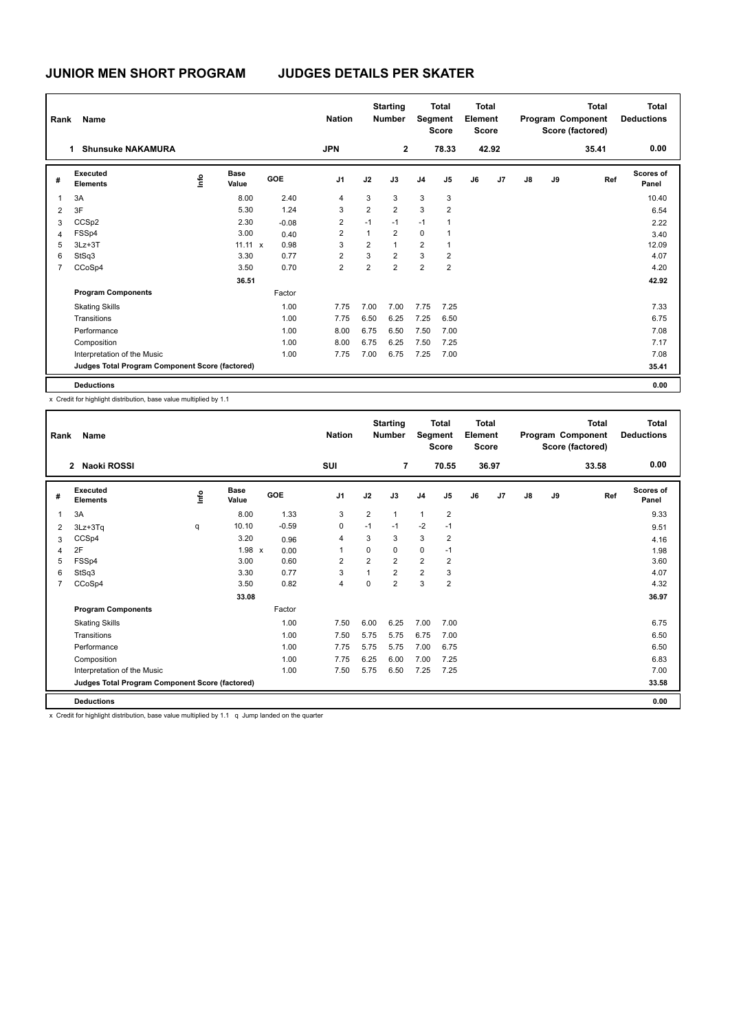# JUNIOR MEN SHORT PROGRAM JUDGES DETAILS PER SKATER

| Rank | Name | Nation | Starting Number | Total Segment Score | Total Element Score | Total Program Component Score (factored) | Total Deductions |
|---|---|---|---|---|---|---|---|
| 1 | Shunsuke NAKAMURA | JPN | 2 | 78.33 | 42.92 | 35.41 | 0.00 |

| # | Executed Elements | Info | Base Value | GOE | J1 | J2 | J3 | J4 | J5 | J6 | J7 | J8 | J9 | Ref | Scores of Panel |
|---|---|---|---|---|---|---|---|---|---|---|---|---|---|---|---|
| 1 | 3A | | 8.00 | 2.40 | 4 | 3 | 3 | 3 | 3 | | | | | | 10.40 |
| 2 | 3F | | 5.30 | 1.24 | 3 | 2 | 2 | 3 | 2 | | | | | | 6.54 |
| 3 | CCSp2 | | 2.30 | -0.08 | 2 | -1 | -1 | -1 | 1 | | | | | | 2.22 |
| 4 | FSSp4 | | 3.00 | 0.40 | 2 | 1 | 2 | 0 | 1 | | | | | | 3.40 |
| 5 | 3Lz+3T | | 11.11 x | 0.98 | 3 | 2 | 1 | 2 | 1 | | | | | | 12.09 |
| 6 | StSq3 | | 3.30 | 0.77 | 2 | 3 | 2 | 3 | 2 | | | | | | 4.07 |
| 7 | CCoSp4 | | 3.50 | 0.70 | 2 | 2 | 2 | 2 | 2 | | | | | | 4.20 |
| | | | 36.51 | | | | | | | | | | | | 42.92 |
| | **Program Components** | | | Factor | | | | | | | | | | | |
| | Skating Skills | | | 1.00 | 7.75 | 7.00 | 7.00 | 7.75 | 7.25 | | | | | | 7.33 |
| | Transitions | | | 1.00 | 7.75 | 6.50 | 6.25 | 7.25 | 6.50 | | | | | | 6.75 |
| | Performance | | | 1.00 | 8.00 | 6.75 | 6.50 | 7.50 | 7.00 | | | | | | 7.08 |
| | Composition | | | 1.00 | 8.00 | 6.75 | 6.25 | 7.50 | 7.25 | | | | | | 7.17 |
| | Interpretation of the Music | | | 1.00 | 7.75 | 7.00 | 6.75 | 7.25 | 7.00 | | | | | | 7.08 |
| | **Judges Total Program Component Score (factored)** | | | | | | | | | | | | | | 35.41 |
| | **Deductions** | | | | | | | | | | | | | | 0.00 |

x Credit for highlight distribution, base value multiplied by 1.1

| Rank | Name | Nation | Starting Number | Total Segment Score | Total Element Score | Total Program Component Score (factored) | Total Deductions |
|---|---|---|---|---|---|---|---|
| 2 | Naoki ROSSI | SUI | 7 | 70.55 | 36.97 | 33.58 | 0.00 |

| # | Executed Elements | Info | Base Value | GOE | J1 | J2 | J3 | J4 | J5 | J6 | J7 | J8 | J9 | Ref | Scores of Panel |
|---|---|---|---|---|---|---|---|---|---|---|---|---|---|---|---|
| 1 | 3A | | 8.00 | 1.33 | 3 | 2 | 1 | 1 | 2 | | | | | | 9.33 |
| 2 | 3Lz+3Tq | q | 10.10 | -0.59 | 0 | -1 | -1 | -2 | -1 | | | | | | 9.51 |
| 3 | CCSp4 | | 3.20 | 0.96 | 4 | 3 | 3 | 3 | 2 | | | | | | 4.16 |
| 4 | 2F | | 1.98 x | 0.00 | 1 | 0 | 0 | 0 | -1 | | | | | | 1.98 |
| 5 | FSSp4 | | 3.00 | 0.60 | 2 | 2 | 2 | 2 | 2 | | | | | | 3.60 |
| 6 | StSq3 | | 3.30 | 0.77 | 3 | 1 | 2 | 2 | 3 | | | | | | 4.07 |
| 7 | CCoSp4 | | 3.50 | 0.82 | 4 | 0 | 2 | 3 | 2 | | | | | | 4.32 |
| | | | 33.08 | | | | | | | | | | | | 36.97 |
| | **Program Components** | | | Factor | | | | | | | | | | | |
| | Skating Skills | | | 1.00 | 7.50 | 6.00 | 6.25 | 7.00 | 7.00 | | | | | | 6.75 |
| | Transitions | | | 1.00 | 7.50 | 5.75 | 5.75 | 6.75 | 7.00 | | | | | | 6.50 |
| | Performance | | | 1.00 | 7.75 | 5.75 | 5.75 | 7.00 | 6.75 | | | | | | 6.50 |
| | Composition | | | 1.00 | 7.75 | 6.25 | 6.00 | 7.00 | 7.25 | | | | | | 6.83 |
| | Interpretation of the Music | | | 1.00 | 7.50 | 5.75 | 6.50 | 7.25 | 7.25 | | | | | | 7.00 |
| | **Judges Total Program Component Score (factored)** | | | | | | | | | | | | | | 33.58 |
| | **Deductions** | | | | | | | | | | | | | | 0.00 |

x Credit for highlight distribution, base value multiplied by 1.1 q Jump landed on the quarter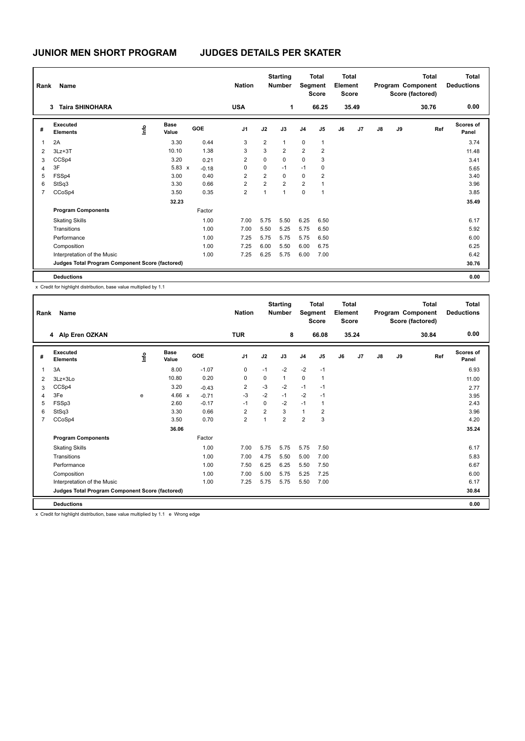# JUNIOR MEN SHORT PROGRAM JUDGES DETAILS PER SKATER

| Rank | Name | Nation | Starting Number | Total Segment Score | Total Element Score | Total Program Component Score (factored) | Total Deductions |
|---|---|---|---|---|---|---|---|
| 3 | Taira SHINOHARA | USA | 1 | 66.25 | 35.49 | 30.76 | 0.00 |

| # | Executed Elements | Info | Base Value | | GOE | J1 | J2 | J3 | J4 | J5 | J6 | J7 | J8 | J9 | Ref | Scores of Panel |
|---|---|---|---|---|---|---|---|---|---|---|---|---|---|---|---|---|
| 1 | 2A | | 3.30 | | 0.44 | 3 | 2 | 1 | 0 | 1 | | | | | | 3.74 |
| 2 | 3Lz+3T | | 10.10 | | 1.38 | 3 | 3 | 2 | 2 | 2 | | | | | | 11.48 |
| 3 | CCSp4 | | 3.20 | | 0.21 | 2 | 0 | 0 | 0 | 3 | | | | | | 3.41 |
| 4 | 3F | | 5.83 | x | -0.18 | 0 | 0 | -1 | -1 | 0 | | | | | | 5.65 |
| 5 | FSSp4 | | 3.00 | | 0.40 | 2 | 2 | 0 | 0 | 2 | | | | | | 3.40 |
| 6 | StSq3 | | 3.30 | | 0.66 | 2 | 2 | 2 | 2 | 1 | | | | | | 3.96 |
| 7 | CCoSp4 | | 3.50 | | 0.35 | 2 | 1 | 1 | 0 | 1 | | | | | | 3.85 |
| | | | 32.23 | | | | | | | | | | | | | 35.49 |
| | **Program Components** | | | | Factor | | | | | | | | | | | |
| | Skating Skills | | | | 1.00 | 7.00 | 5.75 | 5.50 | 6.25 | 6.50 | | | | | | 6.17 |
| | Transitions | | | | 1.00 | 7.00 | 5.50 | 5.25 | 5.75 | 6.50 | | | | | | 5.92 |
| | Performance | | | | 1.00 | 7.25 | 5.75 | 5.75 | 5.75 | 6.50 | | | | | | 6.00 |
| | Composition | | | | 1.00 | 7.25 | 6.00 | 5.50 | 6.00 | 6.75 | | | | | | 6.25 |
| | Interpretation of the Music | | | | 1.00 | 7.25 | 6.25 | 5.75 | 6.00 | 7.00 | | | | | | 6.42 |
| | **Judges Total Program Component Score (factored)** | | | | | | | | | | | | | | | 30.76 |
| | **Deductions** | | | | | | | | | | | | | | | 0.00 |

x Credit for highlight distribution, base value multiplied by 1.1

| Rank | Name | Nation | Starting Number | Total Segment Score | Total Element Score | Total Program Component Score (factored) | Total Deductions |
|---|---|---|---|---|---|---|---|
| 4 | Alp Eren OZKAN | TUR | 8 | 66.08 | 35.24 | 30.84 | 0.00 |

| # | Executed Elements | Info | Base Value | | GOE | J1 | J2 | J3 | J4 | J5 | J6 | J7 | J8 | J9 | Ref | Scores of Panel |
|---|---|---|---|---|---|---|---|---|---|---|---|---|---|---|---|---|
| 1 | 3A | | 8.00 | | -1.07 | 0 | -1 | -2 | -2 | -1 | | | | | | 6.93 |
| 2 | 3Lz+3Lo | | 10.80 | | 0.20 | 0 | 0 | 1 | 0 | 1 | | | | | | 11.00 |
| 3 | CCSp4 | | 3.20 | | -0.43 | 2 | -3 | -2 | -1 | -1 | | | | | | 2.77 |
| 4 | 3Fe | e | 4.66 | x | -0.71 | -3 | -2 | -1 | -2 | -1 | | | | | | 3.95 |
| 5 | FSSp3 | | 2.60 | | -0.17 | -1 | 0 | -2 | -1 | 1 | | | | | | 2.43 |
| 6 | StSq3 | | 3.30 | | 0.66 | 2 | 2 | 3 | 1 | 2 | | | | | | 3.96 |
| 7 | CCoSp4 | | 3.50 | | 0.70 | 2 | 1 | 2 | 2 | 3 | | | | | | 4.20 |
| | | | 36.06 | | | | | | | | | | | | | 35.24 |
| | **Program Components** | | | | Factor | | | | | | | | | | | |
| | Skating Skills | | | | 1.00 | 7.00 | 5.75 | 5.75 | 5.75 | 7.50 | | | | | | 6.17 |
| | Transitions | | | | 1.00 | 7.00 | 4.75 | 5.50 | 5.00 | 7.00 | | | | | | 5.83 |
| | Performance | | | | 1.00 | 7.50 | 6.25 | 6.25 | 5.50 | 7.50 | | | | | | 6.67 |
| | Composition | | | | 1.00 | 7.00 | 5.00 | 5.75 | 5.25 | 7.25 | | | | | | 6.00 |
| | Interpretation of the Music | | | | 1.00 | 7.25 | 5.75 | 5.75 | 5.50 | 7.00 | | | | | | 6.17 |
| | **Judges Total Program Component Score (factored)** | | | | | | | | | | | | | | | 30.84 |
| | **Deductions** | | | | | | | | | | | | | | | 0.00 |

x Credit for highlight distribution, base value multiplied by 1.1 e Wrong edge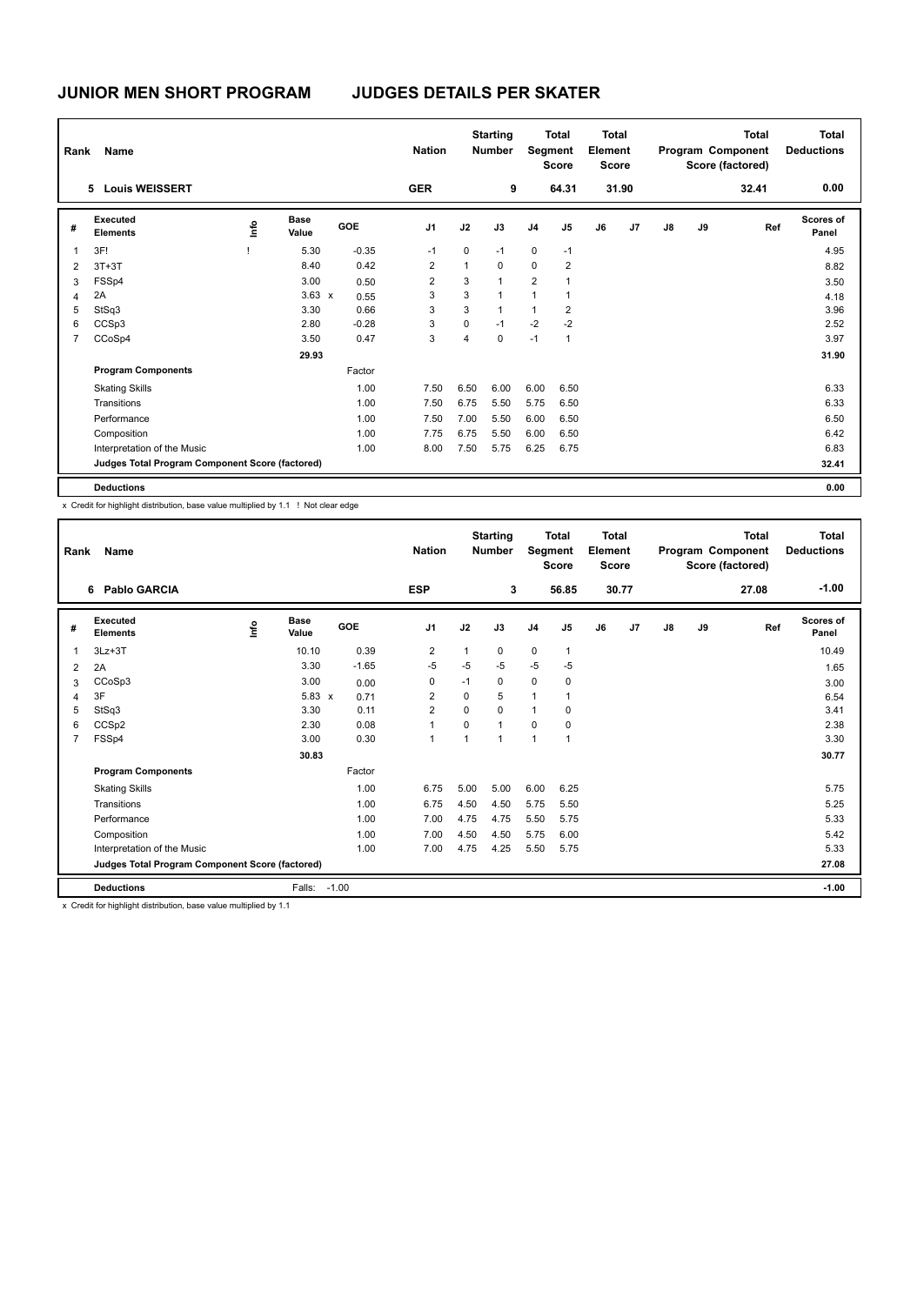# JUNIOR MEN SHORT PROGRAM JUDGES DETAILS PER SKATER

| Rank | Name | Nation | Starting Number | Total Segment Score | Total Element Score | Total Program Component Score (factored) | Total Deductions |
|---|---|---|---|---|---|---|---|
| 5 | Louis WEISSERT | GER | 9 | 64.31 | 31.90 | 32.41 | 0.00 |

| # | Executed Elements | Info | Base Value | GOE | J1 | J2 | J3 | J4 | J5 | J6 | J7 | J8 | J9 | Ref | Scores of Panel |
|---|---|---|---|---|---|---|---|---|---|---|---|---|---|---|---|
| 1 | 3F! | ! | 5.30 | -0.35 | -1 | 0 | -1 | 0 | -1 | | | | | | 4.95 |
| 2 | 3T+3T | | 8.40 | 0.42 | 2 | 1 | 0 | 0 | 2 | | | | | | 8.82 |
| 3 | FSSp4 | | 3.00 | 0.50 | 2 | 3 | 1 | 2 | 1 | | | | | | 3.50 |
| 4 | 2A | | 3.63 x | 0.55 | 3 | 3 | 1 | 1 | 1 | | | | | | 4.18 |
| 5 | StSq3 | | 3.30 | 0.66 | 3 | 3 | 1 | 1 | 2 | | | | | | 3.96 |
| 6 | CCSp3 | | 2.80 | -0.28 | 3 | 0 | -1 | -2 | -2 | | | | | | 2.52 |
| 7 | CCoSp4 | | 3.50 | 0.47 | 3 | 4 | 0 | -1 | 1 | | | | | | 3.97 |
| | | | 29.93 | | | | | | | | | | | | 31.90 |
| | **Program Components** | | | Factor | | | | | | | | | | | |
| | Skating Skills | | | 1.00 | 7.50 | 6.50 | 6.00 | 6.00 | 6.50 | | | | | | 6.33 |
| | Transitions | | | 1.00 | 7.50 | 6.75 | 5.50 | 5.75 | 6.50 | | | | | | 6.33 |
| | Performance | | | 1.00 | 7.50 | 7.00 | 5.50 | 6.00 | 6.50 | | | | | | 6.50 |
| | Composition | | | 1.00 | 7.75 | 6.75 | 5.50 | 6.00 | 6.50 | | | | | | 6.42 |
| | Interpretation of the Music | | | 1.00 | 8.00 | 7.50 | 5.75 | 6.25 | 6.75 | | | | | | 6.83 |
| | **Judges Total Program Component Score (factored)** | | | | | | | | | | | | | | 32.41 |
| | **Deductions** | | | | | | | | | | | | | | 0.00 |

x Credit for highlight distribution, base value multiplied by 1.1 ! Not clear edge

| Rank | Name | Nation | Starting Number | Total Segment Score | Total Element Score | Total Program Component Score (factored) | Total Deductions |
|---|---|---|---|---|---|---|---|
| 6 | Pablo GARCIA | ESP | 3 | 56.85 | 30.77 | 27.08 | -1.00 |

| # | Executed Elements | Info | Base Value | GOE | J1 | J2 | J3 | J4 | J5 | J6 | J7 | J8 | J9 | Ref | Scores of Panel |
|---|---|---|---|---|---|---|---|---|---|---|---|---|---|---|---|
| 1 | 3Lz+3T | | 10.10 | 0.39 | 2 | 1 | 0 | 0 | 1 | | | | | | 10.49 |
| 2 | 2A | | 3.30 | -1.65 | -5 | -5 | -5 | -5 | -5 | | | | | | 1.65 |
| 3 | CCoSp3 | | 3.00 | 0.00 | 0 | -1 | 0 | 0 | 0 | | | | | | 3.00 |
| 4 | 3F | | 5.83 x | 0.71 | 2 | 0 | 5 | 1 | 1 | | | | | | 6.54 |
| 5 | StSq3 | | 3.30 | 0.11 | 2 | 0 | 0 | 1 | 0 | | | | | | 3.41 |
| 6 | CCSp2 | | 2.30 | 0.08 | 1 | 0 | 1 | 0 | 0 | | | | | | 2.38 |
| 7 | FSSp4 | | 3.00 | 0.30 | 1 | 1 | 1 | 1 | 1 | | | | | | 3.30 |
| | | | 30.83 | | | | | | | | | | | | 30.77 |
| | **Program Components** | | | Factor | | | | | | | | | | | |
| | Skating Skills | | | 1.00 | 6.75 | 5.00 | 5.00 | 6.00 | 6.25 | | | | | | 5.75 |
| | Transitions | | | 1.00 | 6.75 | 4.50 | 4.50 | 5.75 | 5.50 | | | | | | 5.25 |
| | Performance | | | 1.00 | 7.00 | 4.75 | 4.75 | 5.50 | 5.75 | | | | | | 5.33 |
| | Composition | | | 1.00 | 7.00 | 4.50 | 4.50 | 5.75 | 6.00 | | | | | | 5.42 |
| | Interpretation of the Music | | | 1.00 | 7.00 | 4.75 | 4.25 | 5.50 | 5.75 | | | | | | 5.33 |
| | **Judges Total Program Component Score (factored)** | | | | | | | | | | | | | | 27.08 |
| | **Deductions** | | Falls: -1.00 | | | | | | | | | | | | -1.00 |

x Credit for highlight distribution, base value multiplied by 1.1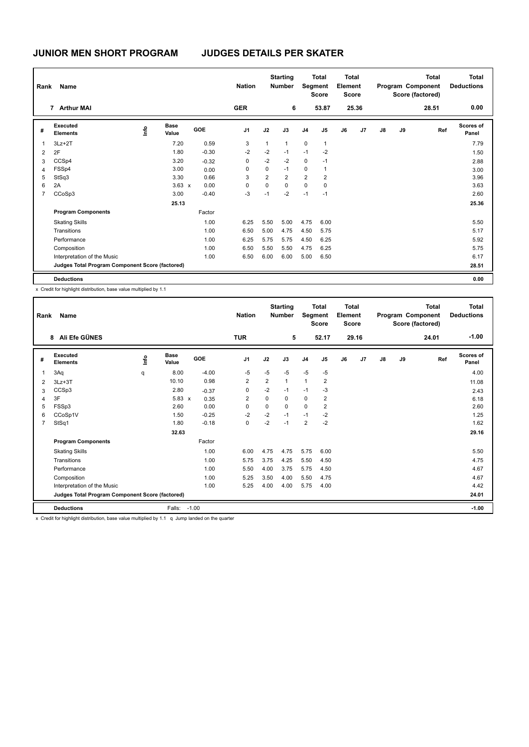# JUNIOR MEN SHORT PROGRAM JUDGES DETAILS PER SKATER

| Rank | Name | Nation | Starting Number | Total Segment Score | Total Element Score | Total Program Component Score (factored) | Total Deductions |
|---|---|---|---|---|---|---|---|
| 7 | Arthur MAI | GER | 6 | 53.87 | 25.36 | 28.51 | 0.00 |

| # | Executed Elements | Info | Base Value | | GOE | J1 | J2 | J3 | J4 | J5 | J6 | J7 | J8 | J9 | Ref | Scores of Panel |
|---|---|---|---|---|---|---|---|---|---|---|---|---|---|---|---|---|
| 1 | 3Lz+2T | | 7.20 | | 0.59 | 3 | 1 | 1 | 0 | 1 | | | | | | 7.79 |
| 2 | 2F | | 1.80 | | -0.30 | -2 | -2 | -1 | -1 | -2 | | | | | | 1.50 |
| 3 | CCSp4 | | 3.20 | | -0.32 | 0 | -2 | -2 | 0 | -1 | | | | | | 2.88 |
| 4 | FSSp4 | | 3.00 | | 0.00 | 0 | 0 | -1 | 0 | 1 | | | | | | 3.00 |
| 5 | StSq3 | | 3.30 | | 0.66 | 3 | 2 | 2 | 2 | 2 | | | | | | 3.96 |
| 6 | 2A | | 3.63 | x | 0.00 | 0 | 0 | 0 | 0 | 0 | | | | | | 3.63 |
| 7 | CCoSp3 | | 3.00 | | -0.40 | -3 | -1 | -2 | -1 | -1 | | | | | | 2.60 |
| | | | 25.13 | | | | | | | | | | | | | 25.36 |
| | **Program Components** | | | | Factor | | | | | | | | | | | |
| | Skating Skills | | | | 1.00 | 6.25 | 5.50 | 5.00 | 4.75 | 6.00 | | | | | | 5.50 |
| | Transitions | | | | 1.00 | 6.50 | 5.00 | 4.75 | 4.50 | 5.75 | | | | | | 5.17 |
| | Performance | | | | 1.00 | 6.25 | 5.75 | 5.75 | 4.50 | 6.25 | | | | | | 5.92 |
| | Composition | | | | 1.00 | 6.50 | 5.50 | 5.50 | 4.75 | 6.25 | | | | | | 5.75 |
| | Interpretation of the Music | | | | 1.00 | 6.50 | 6.00 | 6.00 | 5.00 | 6.50 | | | | | | 6.17 |
| | **Judges Total Program Component Score (factored)** | | | | | | | | | | | | | | | 28.51 |
| | **Deductions** | | | | | | | | | | | | | | | 0.00 |

x Credit for highlight distribution, base value multiplied by 1.1

| Rank | Name | Nation | Starting Number | Total Segment Score | Total Element Score | Total Program Component Score (factored) | Total Deductions |
|---|---|---|---|---|---|---|---|
| 8 | Ali Efe GÜNES | TUR | 5 | 52.17 | 29.16 | 24.01 | -1.00 |

| # | Executed Elements | Info | Base Value | | GOE | J1 | J2 | J3 | J4 | J5 | J6 | J7 | J8 | J9 | Ref | Scores of Panel |
|---|---|---|---|---|---|---|---|---|---|---|---|---|---|---|---|---|
| 1 | 3Aq | q | 8.00 | | -4.00 | -5 | -5 | -5 | -5 | -5 | | | | | | 4.00 |
| 2 | 3Lz+3T | | 10.10 | | 0.98 | 2 | 2 | 1 | 1 | 2 | | | | | | 11.08 |
| 3 | CCSp3 | | 2.80 | | -0.37 | 0 | -2 | -1 | -1 | -3 | | | | | | 2.43 |
| 4 | 3F | | 5.83 | x | 0.35 | 2 | 0 | 0 | 0 | 2 | | | | | | 6.18 |
| 5 | FSSp3 | | 2.60 | | 0.00 | 0 | 0 | 0 | 0 | 2 | | | | | | 2.60 |
| 6 | CCoSp1V | | 1.50 | | -0.25 | -2 | -2 | -1 | -1 | -2 | | | | | | 1.25 |
| 7 | StSq1 | | 1.80 | | -0.18 | 0 | -2 | -1 | 2 | -2 | | | | | | 1.62 |
| | | | 32.63 | | | | | | | | | | | | | 29.16 |
| | **Program Components** | | | | Factor | | | | | | | | | | | |
| | Skating Skills | | | | 1.00 | 6.00 | 4.75 | 4.75 | 5.75 | 6.00 | | | | | | 5.50 |
| | Transitions | | | | 1.00 | 5.75 | 3.75 | 4.25 | 5.50 | 4.50 | | | | | | 4.75 |
| | Performance | | | | 1.00 | 5.50 | 4.00 | 3.75 | 5.75 | 4.50 | | | | | | 4.67 |
| | Composition | | | | 1.00 | 5.25 | 3.50 | 4.00 | 5.50 | 4.75 | | | | | | 4.67 |
| | Interpretation of the Music | | | | 1.00 | 5.25 | 4.00 | 4.00 | 5.75 | 4.00 | | | | | | 4.42 |
| | **Judges Total Program Component Score (factored)** | | | | | | | | | | | | | | | 24.01 |
| | **Deductions** | | Falls: -1.00 | | | | | | | | | | | | | -1.00 |

x Credit for highlight distribution, base value multiplied by 1.1 q Jump landed on the quarter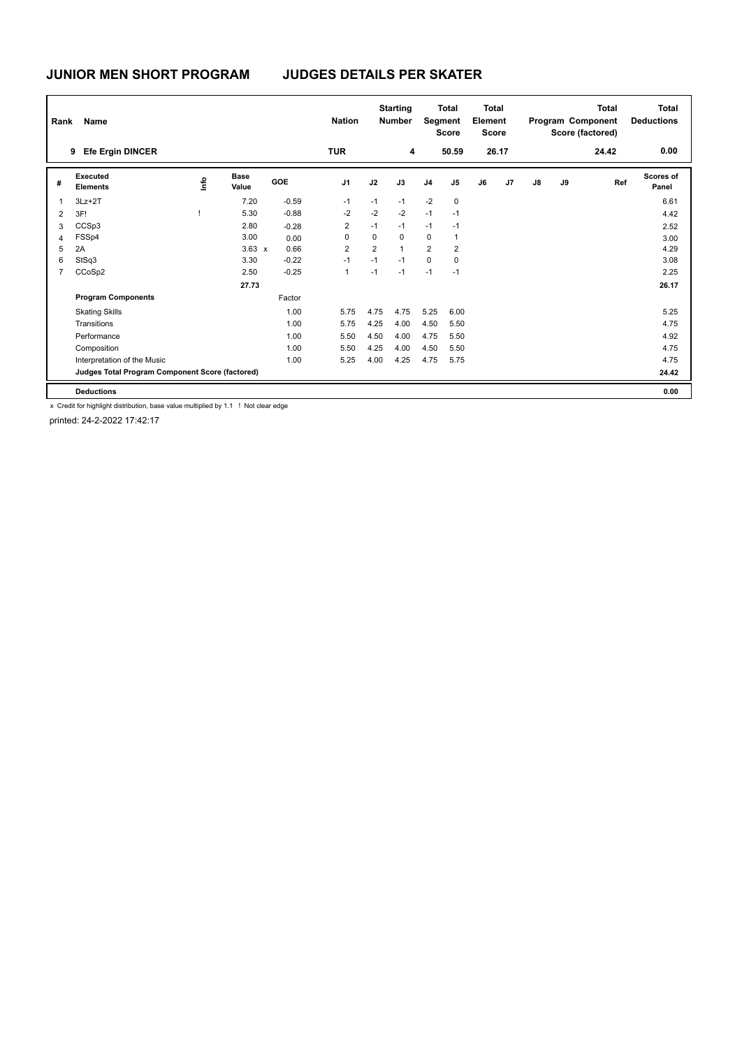# JUNIOR MEN SHORT PROGRAM JUDGES DETAILS PER SKATER

| Rank | Name | Nation | Starting Number | Total Segment Score | Total Element Score | Total Program Component Score (factored) | Total Deductions |
|---|---|---|---|---|---|---|---|
| 9 | Efe Ergin DINCER | TUR | 4 | 50.59 | 26.17 | 24.42 | 0.00 |

| # | Executed Elements | Info | Base Value | | GOE | J1 | J2 | J3 | J4 | J5 | J6 | J7 | J8 | J9 | Ref | Scores of Panel |
|---|---|---|---|---|---|---|---|---|---|---|---|---|---|---|---|---|
| 1 | 3Lz+2T | | 7.20 | | -0.59 | -1 | -1 | -1 | -2 | 0 | | | | | | 6.61 |
| 2 | 3F! | ! | 5.30 | | -0.88 | -2 | -2 | -2 | -1 | -1 | | | | | | 4.42 |
| 3 | CCSp3 | | 2.80 | | -0.28 | 2 | -1 | -1 | -1 | -1 | | | | | | 2.52 |
| 4 | FSSp4 | | 3.00 | | 0.00 | 0 | 0 | 0 | 0 | 1 | | | | | | 3.00 |
| 5 | 2A | | 3.63 | x | 0.66 | 2 | 2 | 1 | 2 | 2 | | | | | | 4.29 |
| 6 | StSq3 | | 3.30 | | -0.22 | -1 | -1 | -1 | 0 | 0 | | | | | | 3.08 |
| 7 | CCoSp2 | | 2.50 | | -0.25 | 1 | -1 | -1 | -1 | -1 | | | | | | 2.25 |
| | | | 27.73 | | | | | | | | | | | | | 26.17 |
| | **Program Components** | | | | Factor | | | | | | | | | | | |
| | Skating Skills | | | | 1.00 | 5.75 | 4.75 | 4.75 | 5.25 | 6.00 | | | | | | 5.25 |
| | Transitions | | | | 1.00 | 5.75 | 4.25 | 4.00 | 4.50 | 5.50 | | | | | | 4.75 |
| | Performance | | | | 1.00 | 5.50 | 4.50 | 4.00 | 4.75 | 5.50 | | | | | | 4.92 |
| | Composition | | | | 1.00 | 5.50 | 4.25 | 4.00 | 4.50 | 5.50 | | | | | | 4.75 |
| | Interpretation of the Music | | | | 1.00 | 5.25 | 4.00 | 4.25 | 4.75 | 5.75 | | | | | | 4.75 |
| | **Judges Total Program Component Score (factored)** | | | | | | | | | | | | | | | 24.42 |
| | **Deductions** | | | | | | | | | | | | | | | 0.00 |

x Credit for highlight distribution, base value multiplied by 1.1 ! Not clear edge

printed: 24-2-2022 17:42:17